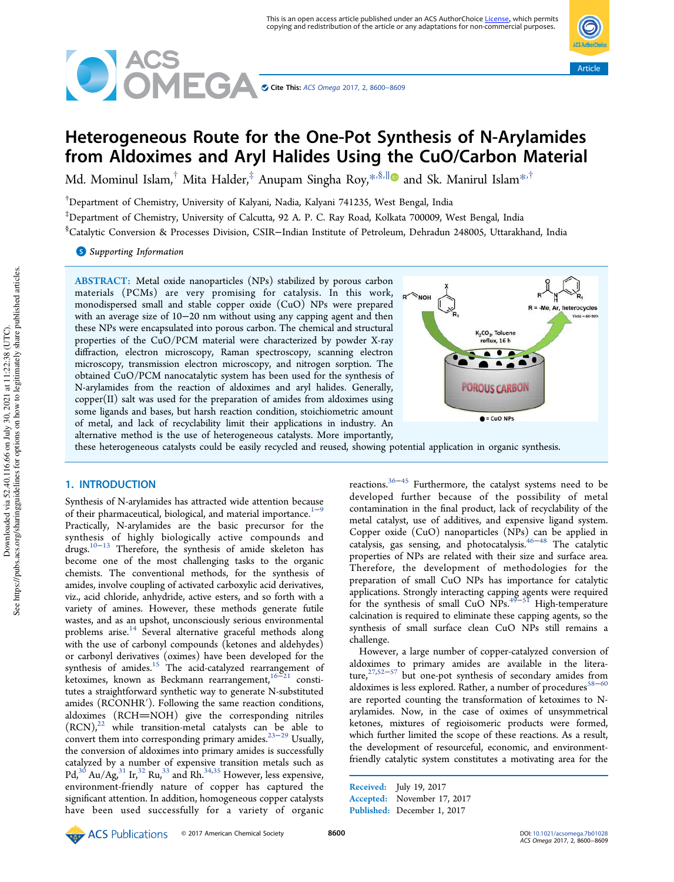# Heterogeneous Route for the One-Pot Synthesis of N-Arylamides from Aldoximes and Aryl Halides Using the CuO/Carbon Material

Md. Mominul Islam,[†] Mita Halder,[‡] Anupam Singha Roy,[*,§,∥] and Sk. Manirul Islam[*,†]

[†]Department of Chemistry, University of Kalyani, Nadia, Kalyani 741235, West Bengal, India

[‡]Department of Chemistry, University of Calcutta, 92 A. P. C. Ray Road, Kolkata 700009, West Bengal, India

[§]Catalytic Conversion & Processes Division, CSIR−Indian Institute of Petroleum, Dehradun 248005, Uttarakhand, India

Supporting Information

**ABSTRACT:** Metal oxide nanoparticles (NPs) stabilized by porous carbon materials (PCMs) are very promising for catalysis. In this work, monodispersed small and stable copper oxide (CuO) NPs were prepared with an average size of 10−20 nm without using any capping agent and then these NPs were encapsulated into porous carbon. The chemical and structural properties of the CuO/PCM material were characterized by powder X-ray diffraction, electron microscopy, Raman spectroscopy, scanning electron microscopy, transmission electron microscopy, and nitrogen sorption. The obtained CuO/PCM nanocatalytic system has been used for the synthesis of N-arylamides from the reaction of aldoximes and aryl halides. Generally, copper(II) salt was used for the preparation of amides from aldoximes using some ligands and bases, but harsh reaction condition, stoichiometric amount of metal, and lack of recyclability limit their applications in industry. An alternative method is the use of heterogeneous catalysts. More importantly, these heterogeneous catalysts could be easily recycled and reused, showing potential application in organic synthesis.

## 1. INTRODUCTION

Synthesis of N-arylamides has attracted wide attention because of their pharmaceutical, biological, and material importance.[1−9] Practically, N-arylamides are the basic precursor for the synthesis of highly biologically active compounds and drugs.[10−13] Therefore, the synthesis of amide skeleton has become one of the most challenging tasks to the organic chemists. The conventional methods, for the synthesis of amides, involve coupling of activated carboxylic acid derivatives, viz., acid chloride, anhydride, active esters, and so forth with a variety of amines. However, these methods generate futile wastes, and as an upshot, unconsciously serious environmental problems arise.[14] Several alternative graceful methods along with the use of carbonyl compounds (ketones and aldehydes) or carbonyl derivatives (oximes) have been developed for the synthesis of amides.[15] The acid-catalyzed rearrangement of ketoximes, known as Beckmann rearrangement,[16−21] constitutes a straightforward synthetic way to generate N-substituted amides (RCONHR′). Following the same reaction conditions, aldoximes (RCH=NOH) give the corresponding nitriles (RCN),[22] while transition-metal catalysts can be able to convert them into corresponding primary amides.[23−29] Usually, the conversion of aldoximes into primary amides is successfully catalyzed by a number of expensive transition metals such as Pd,[30] Au/Ag,[31] Ir,[32] Ru,[33] and Rh.[34,35] However, less expensive, environment-friendly nature of copper has captured the significant attention. In addition, homogeneous copper catalysts have been used successfully for a variety of organic reactions.[36−45] Furthermore, the catalyst systems need to be developed further because of the possibility of metal contamination in the final product, lack of recyclability of the metal catalyst, use of additives, and expensive ligand system. Copper oxide (CuO) nanoparticles (NPs) can be applied in catalysis, gas sensing, and photocatalysis.[46−48] The catalytic properties of NPs are related with their size and surface area. Therefore, the development of methodologies for the preparation of small CuO NPs has importance for catalytic applications. Strongly interacting capping agents were required for the synthesis of small CuO NPs.[49−51] High-temperature calcination is required to eliminate these capping agents, so the synthesis of small surface clean CuO NPs still remains a challenge.

However, a large number of copper-catalyzed conversion of aldoximes to primary amides are available in the literature,[27,52−57] but one-pot synthesis of secondary amides from aldoximes is less explored. Rather, a number of procedures[58−60] are reported counting the transformation of ketoximes to N-arylamides. Now, in the case of oximes of unsymmetrical ketones, mixtures of regioisomeric products were formed, which further limited the scope of these reactions. As a result, the development of resourceful, economic, and environment-friendly catalytic system constitutes a motivating area for the

Received: July 19, 2017
Accepted: November 17, 2017
Published: December 1, 2017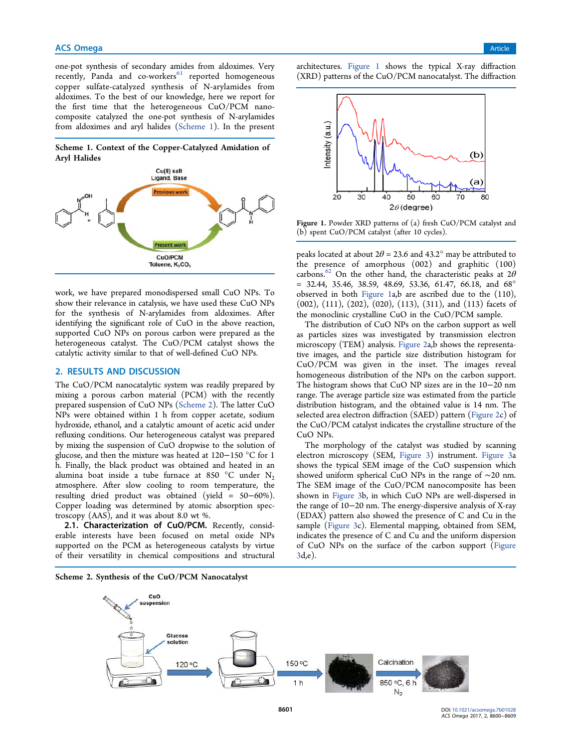one-pot synthesis of secondary amides from aldoximes. Very recently, Panda and co-workers[61] reported homogeneous copper sulfate-catalyzed synthesis of N-arylamides from aldoximes. To the best of our knowledge, here we report for the first time that the heterogeneous CuO/PCM nanocomposite catalyzed the one-pot synthesis of N-arylamides from aldoximes and aryl halides (Scheme 1). In the present

**Scheme 1. Context of the Copper-Catalyzed Amidation of Aryl Halides**

work, we have prepared monodispersed small CuO NPs. To show their relevance in catalysis, we have used these CuO NPs for the synthesis of N-arylamides from aldoximes. After identifying the significant role of CuO in the above reaction, supported CuO NPs on porous carbon were prepared as the heterogeneous catalyst. The CuO/PCM catalyst shows the catalytic activity similar to that of well-defined CuO NPs.

## 2. RESULTS AND DISCUSSION

The CuO/PCM nanocatalytic system was readily prepared by mixing a porous carbon material (PCM) with the recently prepared suspension of CuO NPs (Scheme 2). The latter CuO NPs were obtained within 1 h from copper acetate, sodium hydroxide, ethanol, and a catalytic amount of acetic acid under refluxing conditions. Our heterogeneous catalyst was prepared by mixing the suspension of CuO dropwise to the solution of glucose, and then the mixture was heated at 120−150 °C for 1 h. Finally, the black product was obtained and heated in an alumina boat inside a tube furnace at 850 °C under $N_2$ atmosphere. After slow cooling to room temperature, the resulting dried product was obtained (yield = 50−60%). Copper loading was determined by atomic absorption spectroscopy (AAS), and it was about 8.0 wt %.

### 2.1. Characterization of CuO/PCM.

Recently, considerable interests have been focused on metal oxide NPs supported on the PCM as heterogeneous catalysts by virtue of their versatility in chemical compositions and structural architectures. Figure 1 shows the typical X-ray diffraction (XRD) patterns of the CuO/PCM nanocatalyst. The diffraction

Figure 1. Powder XRD patterns of (a) fresh CuO/PCM catalyst and (b) spent CuO/PCM catalyst (after 10 cycles).

peaks located at about $2\theta$ = 23.6 and 43.2° may be attributed to the presence of amorphous (002) and graphitic (100) carbons.[62] On the other hand, the characteristic peaks at $2\theta$ = 32.44, 35.46, 38.59, 48.69, 53.36, 61.47, 66.18, and 68° observed in both Figure 1a,b are ascribed due to the (110), (002), (111), (202), (020), (113), (311), and (113) facets of the monoclinic crystalline CuO in the CuO/PCM sample.

The distribution of CuO NPs on the carbon support as well as particles sizes was investigated by transmission electron microscopy (TEM) analysis. Figure 2a,b shows the representative images, and the particle size distribution histogram for CuO/PCM was given in the inset. The images reveal homogeneous distribution of the NPs on the carbon support. The histogram shows that CuO NP sizes are in the 10−20 nm range. The average particle size was estimated from the particle distribution histogram, and the obtained value is 14 nm. The selected area electron diffraction (SAED) pattern (Figure 2c) of the CuO/PCM catalyst indicates the crystalline structure of the CuO NPs.

The morphology of the catalyst was studied by scanning electron microscopy (SEM, Figure 3) instrument. Figure 3a shows the typical SEM image of the CuO suspension which showed uniform spherical CuO NPs in the range of ∼20 nm. The SEM image of the CuO/PCM nanocomposite has been shown in Figure 3b, in which CuO NPs are well-dispersed in the range of 10−20 nm. The energy-dispersive analysis of X-ray (EDAX) pattern also showed the presence of C and Cu in the sample (Figure 3c). Elemental mapping, obtained from SEM, indicates the presence of C and Cu and the uniform dispersion of CuO NPs on the surface of the carbon support (Figure 3d,e).

**Scheme 2. Synthesis of the CuO/PCM Nanocatalyst**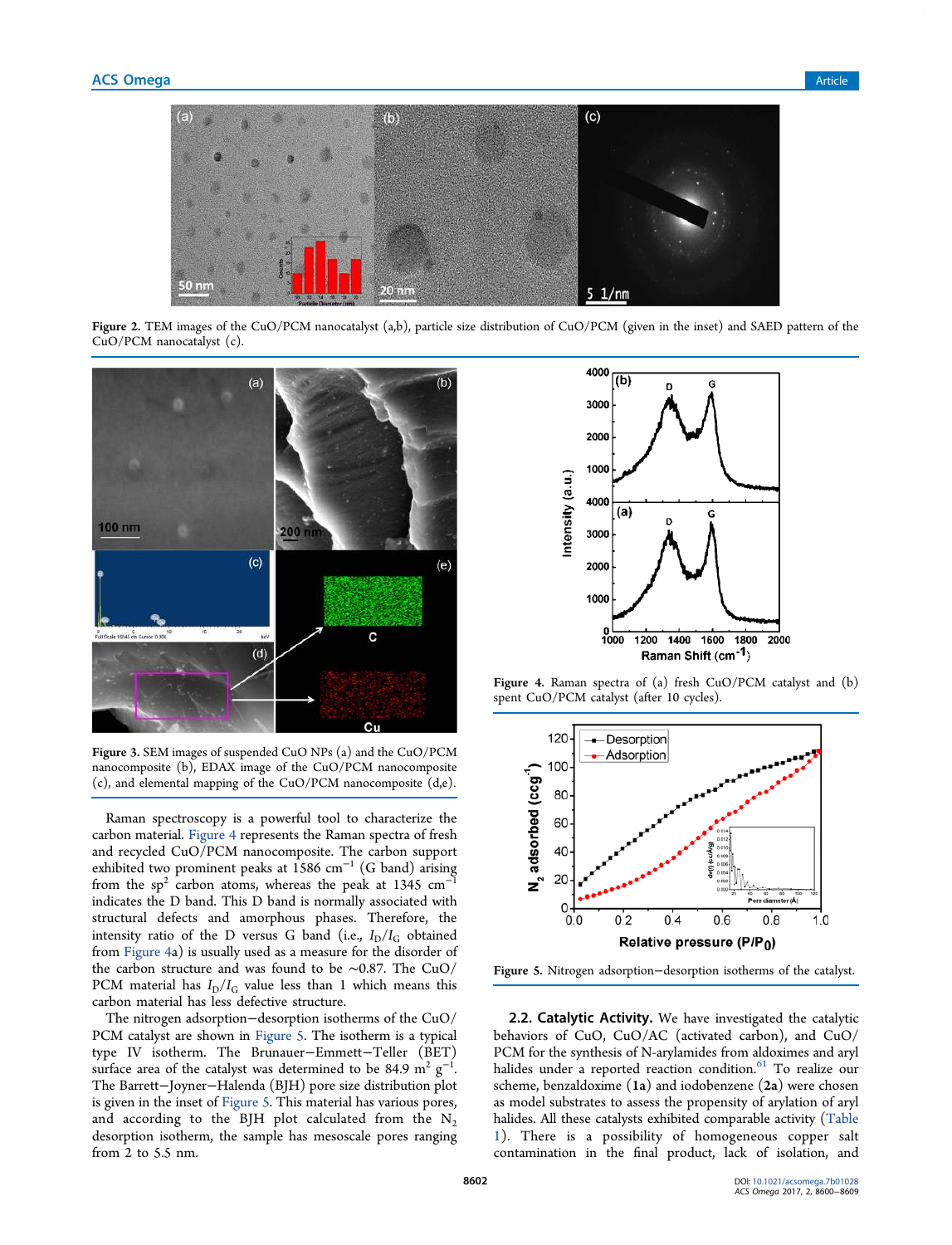Figure 2. TEM images of the CuO/PCM nanocatalyst (a,b), particle size distribution of CuO/PCM (given in the inset) and SAED pattern of the CuO/PCM nanocatalyst (c).

Figure 3. SEM images of suspended CuO NPs (a) and the CuO/PCM nanocomposite (b), EDAX image of the CuO/PCM nanocomposite (c), and elemental mapping of the CuO/PCM nanocomposite (d,e).

Raman spectroscopy is a powerful tool to characterize the carbon material. Figure 4 represents the Raman spectra of fresh and recycled CuO/PCM nanocomposite. The carbon support exhibited two prominent peaks at 1586 $cm^{-1}$ (G band) arising from the $sp^2$ carbon atoms, whereas the peak at 1345 $cm^{-1}$ indicates the D band. This D band is normally associated with structural defects and amorphous phases. Therefore, the intensity ratio of the D versus G band (i.e., $I_D/I_G$ obtained from Figure 4a) is usually used as a measure for the disorder of the carbon structure and was found to be ~0.87. The CuO/PCM material has $I_D/I_G$ value less than 1 which means this carbon material has less defective structure.

The nitrogen adsorption–desorption isotherms of the CuO/PCM catalyst are shown in Figure 5. The isotherm is a typical type IV isotherm. The Brunauer–Emmett–Teller (BET) surface area of the catalyst was determined to be 84.9 $m^2\ g^{-1}$. The Barrett–Joyner–Halenda (BJH) pore size distribution plot is given in the inset of Figure 5. This material has various pores, and according to the BJH plot calculated from the $N_2$ desorption isotherm, the sample has mesoscale pores ranging from 2 to 5.5 nm.

Figure 4. Raman spectra of (a) fresh CuO/PCM catalyst and (b) spent CuO/PCM catalyst (after 10 cycles).

Figure 5. Nitrogen adsorption–desorption isotherms of the catalyst.

**2.2. Catalytic Activity.** We have investigated the catalytic behaviors of CuO, CuO/AC (activated carbon), and CuO/PCM for the synthesis of N-arylamides from aldoximes and aryl halides under a reported reaction condition.[61] To realize our scheme, benzaldoxime (**1a**) and iodobenzene (**2a**) were chosen as model substrates to assess the propensity of arylation of aryl halides. All these catalysts exhibited comparable activity (Table 1). There is a possibility of homogeneous copper salt contamination in the final product, lack of isolation, and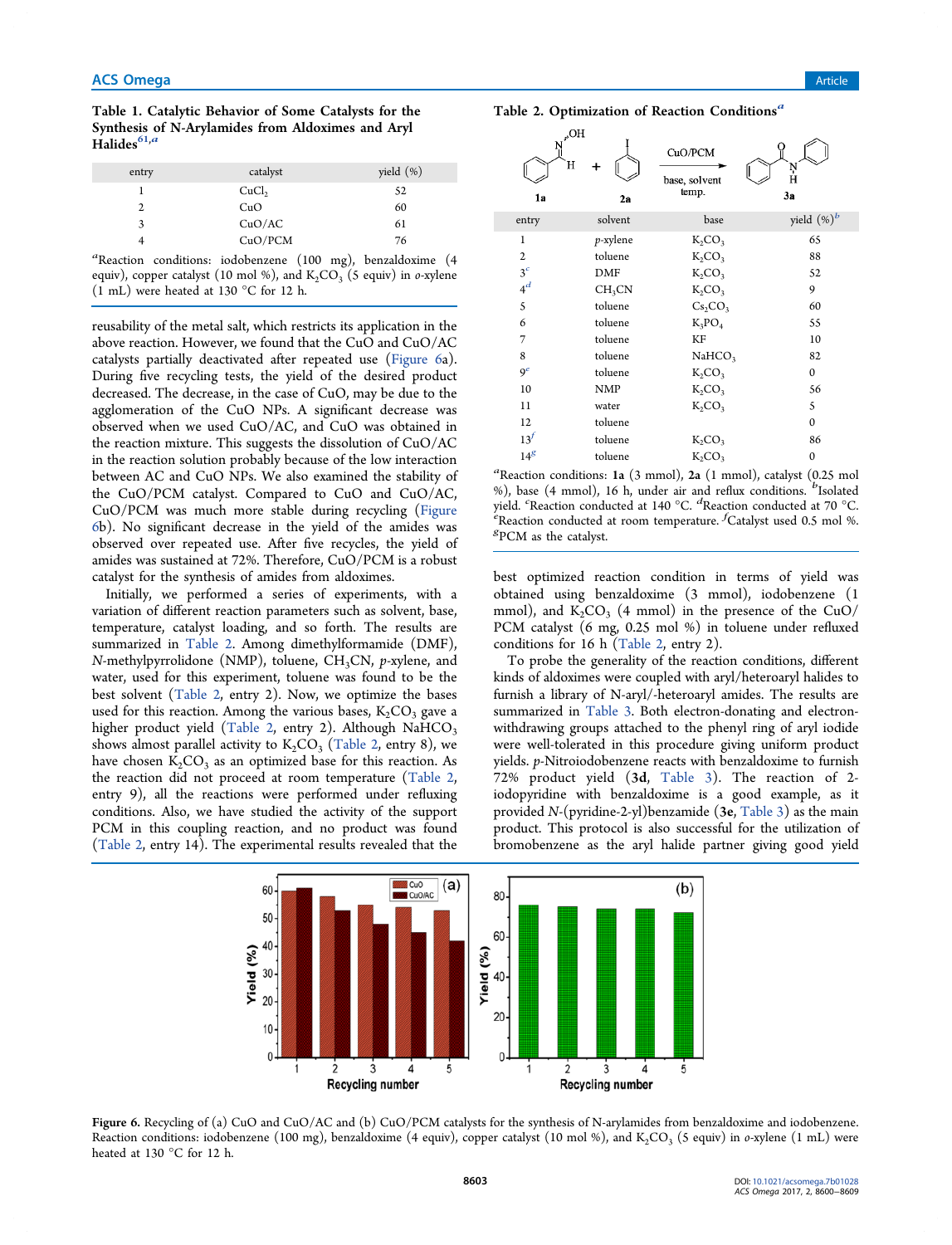**Table 1. Catalytic Behavior of Some Catalysts for the Synthesis of N-Arylamides from Aldoximes and Aryl Halides**[61,a]

| entry | catalyst | yield (%) |
|---|---|---|
| 1 | $CuCl_2$ | 52 |
| 2 | CuO | 60 |
| 3 | CuO/AC | 61 |
| 4 | CuO/PCM | 76 |

[a]Reaction conditions: iodobenzene (100 mg), benzaldoxime (4 equiv), copper catalyst (10 mol %), and $K_2CO_3$ (5 equiv) in *o*-xylene (1 mL) were heated at 130 °C for 12 h.

reusability of the metal salt, which restricts its application in the above reaction. However, we found that the CuO and CuO/AC catalysts partially deactivated after repeated use (Figure 6a). During five recycling tests, the yield of the desired product decreased. The decrease, in the case of CuO, may be due to the agglomeration of the CuO NPs. A significant decrease was observed when we used CuO/AC, and CuO was obtained in the reaction mixture. This suggests the dissolution of CuO/AC in the reaction solution probably because of the low interaction between AC and CuO NPs. We also examined the stability of the CuO/PCM catalyst. Compared to CuO and CuO/AC, CuO/PCM was much more stable during recycling (Figure 6b). No significant decrease in the yield of the amides was observed over repeated use. After five recycles, the yield of amides was sustained at 72%. Therefore, CuO/PCM is a robust catalyst for the synthesis of amides from aldoximes.

Initially, we performed a series of experiments, with a variation of different reaction parameters such as solvent, base, temperature, catalyst loading, and so forth. The results are summarized in Table 2. Among dimethylformamide (DMF), *N*-methylpyrrolidone (NMP), toluene, $CH_3CN$, *p*-xylene, and water, used for this experiment, toluene was found to be the best solvent (Table 2, entry 2). Now, we optimize the bases used for this reaction. Among the various bases, $K_2CO_3$ gave a higher product yield (Table 2, entry 2). Although $NaHCO_3$ shows almost parallel activity to $K_2CO_3$ (Table 2, entry 8), we have chosen $K_2CO_3$ as an optimized base for this reaction. As the reaction did not proceed at room temperature (Table 2, entry 9), all the reactions were performed under refluxing conditions. Also, we have studied the activity of the support PCM in this coupling reaction, and no product was found (Table 2, entry 14). The experimental results revealed that the

**Table 2. Optimization of Reaction Conditions**[a]

1a + 2a → 3a (CuO/PCM, base, solvent, temp.)

| entry | solvent | base | yield (%)[b] |
|---|---|---|---|
| 1 | *p*-xylene | $K_2CO_3$ | 65 |
| 2 | toluene | $K_2CO_3$ | 88 |
| 3[c] | DMF | $K_2CO_3$ | 52 |
| 4[d] | $CH_3CN$ | $K_2CO_3$ | 9 |
| 5 | toluene | $Cs_2CO_3$ | 60 |
| 6 | toluene | $K_3PO_4$ | 55 |
| 7 | toluene | KF | 10 |
| 8 | toluene | $NaHCO_3$ | 82 |
| 9[e] | toluene | $K_2CO_3$ | 0 |
| 10 | NMP | $K_2CO_3$ | 56 |
| 11 | water | $K_2CO_3$ | 5 |
| 12 | toluene | | 0 |
| 13[f] | toluene | $K_2CO_3$ | 86 |
| 14[g] | toluene | $K_2CO_3$ | 0 |

[a]Reaction conditions: **1a** (3 mmol), **2a** (1 mmol), catalyst (0.25 mol %), base (4 mmol), 16 h, under air and reflux conditions. [b]Isolated yield. [c]Reaction conducted at 140 °C. [d]Reaction conducted at 70 °C. [e]Reaction conducted at room temperature. [f]Catalyst used 0.5 mol %. [g]PCM as the catalyst.

best optimized reaction condition in terms of yield was obtained using benzaldoxime (3 mmol), iodobenzene (1 mmol), and $K_2CO_3$ (4 mmol) in the presence of the CuO/PCM catalyst (6 mg, 0.25 mol %) in toluene under refluxed conditions for 16 h (Table 2, entry 2).

To probe the generality of the reaction conditions, different kinds of aldoximes were coupled with aryl/heteroaryl halides to furnish a library of N-aryl/-heteroaryl amides. The results are summarized in Table 3. Both electron-donating and electron-withdrawing groups attached to the phenyl ring of aryl iodide were well-tolerated in this procedure giving uniform product yields. *p*-Nitroiodobenzene reacts with benzaldoxime to furnish 72% product yield (**3d**, Table 3). The reaction of 2-iodopyridine with benzaldoxime is a good example, as it provided *N*-(pyridine-2-yl)benzamide (**3e**, Table 3) as the main product. This protocol is also successful for the utilization of bromobenzene as the aryl halide partner giving good yield

Figure 6. Recycling of (a) CuO and CuO/AC and (b) CuO/PCM catalysts for the synthesis of N-arylamides from benzaldoxime and iodobenzene. Reaction conditions: iodobenzene (100 mg), benzaldoxime (4 equiv), copper catalyst (10 mol %), and $K_2CO_3$ (5 equiv) in *o*-xylene (1 mL) were heated at 130 °C for 12 h.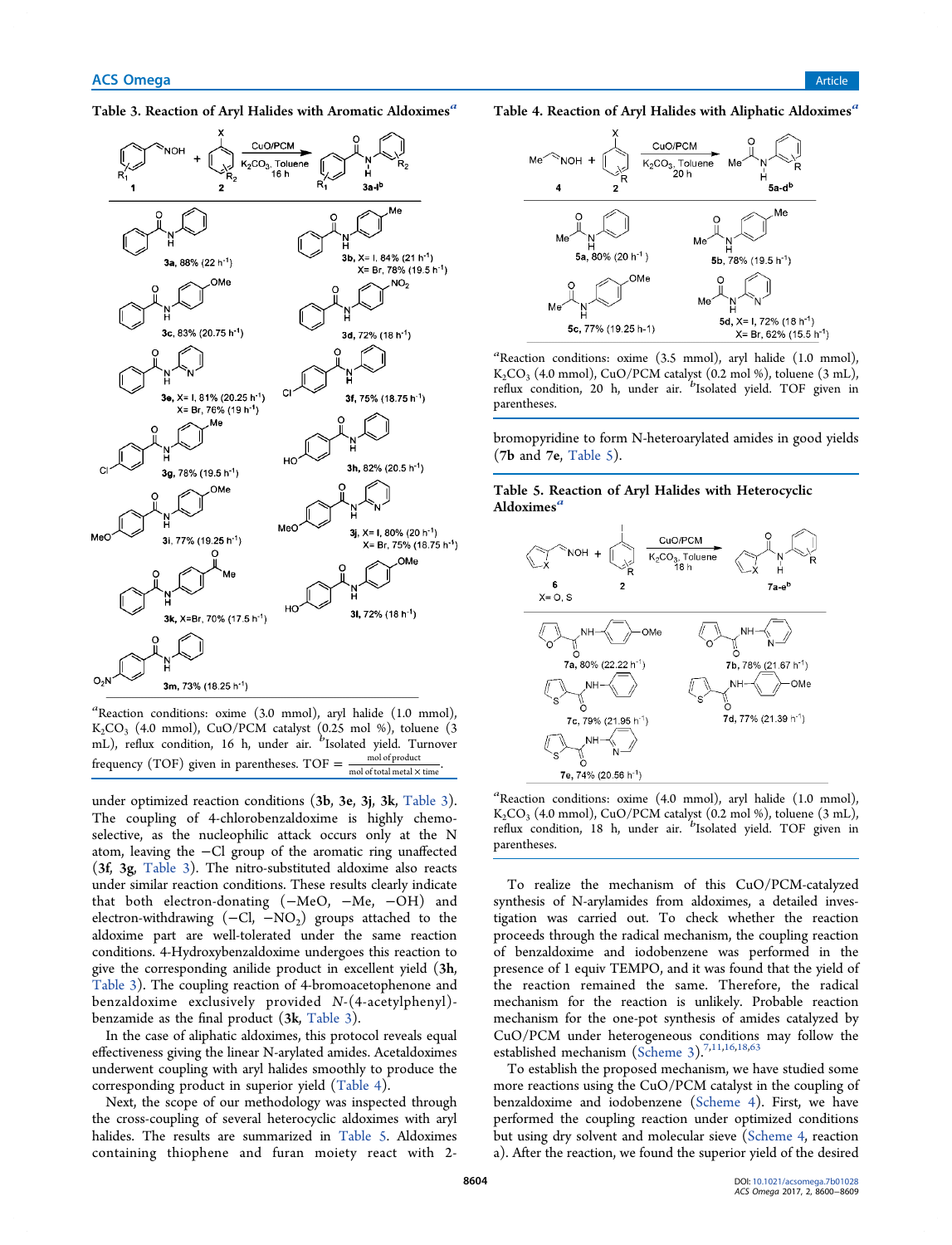**Table 3. Reaction of Aryl Halides with Aromatic Aldoximes**[a]

1 + 2 → (CuO/PCM, $K_2CO_3$, Toluene, 16 h) → 3a-l[b]

| Product | Yield (TOF) |
|---|---|
| 3a | 88% (22 $h^{-1}$) |
| 3b | X= I, 84% (21 $h^{-1}$); X= Br, 78% (19.5 $h^{-1}$) |
| 3c | 83% (20.75 $h^{-1}$) |
| 3d | 72% (18 $h^{-1}$) |
| 3e | X= I, 81% (20.25 $h^{-1}$); X= Br, 76% (19 $h^{-1}$) |
| 3f | 75% (18.75 $h^{-1}$) |
| 3g | 78% (19.5 $h^{-1}$) |
| 3h | 82% (20.5 $h^{-1}$) |
| 3i | 77% (19.25 $h^{-1}$) |
| 3j | X= I, 80% (20 $h^{-1}$); X= Br, 75% (18.75 $h^{-1}$) |
| 3k | X=Br, 70% (17.5 $h^{-1}$) |
| 3l | 72% (18 $h^{-1}$) |
| 3m | 73% (18.25 $h^{-1}$) |

[a]Reaction conditions: oxime (3.0 mmol), aryl halide (1.0 mmol), $K_2CO_3$ (4.0 mmol), CuO/PCM catalyst (0.25 mol %), toluene (3 mL), reflux condition, 16 h, under air. [b]Isolated yield. Turnover frequency (TOF) given in parentheses. TOF = $\frac{\text{mol of product}}{\text{mol of total metal} \times \text{time}}$.

under optimized reaction conditions (**3b**, **3e**, **3j**, **3k**, Table 3). The coupling of 4-chlorobenzaldoxime is highly chemoselective, as the nucleophilic attack occurs only at the N atom, leaving the −Cl group of the aromatic ring unaffected (**3f**, **3g**, Table 3). The nitro-substituted aldoxime also reacts under similar reaction conditions. These results clearly indicate that both electron-donating (−MeO, −Me, −OH) and electron-withdrawing (−Cl, $-NO_2$) groups attached to the aldoxime part are well-tolerated under the same reaction conditions. 4-Hydroxybenzaldoxime undergoes this reaction to give the corresponding anilide product in excellent yield (**3h**, Table 3). The coupling reaction of 4-bromoacetophenone and benzaldoxime exclusively provided *N*-(4-acetylphenyl)-benzamide as the final product (**3k**, Table 3).

In the case of aliphatic aldoximes, this protocol reveals equal effectiveness giving the linear N-arylated amides. Acetaldoximes underwent coupling with aryl halides smoothly to produce the corresponding product in superior yield (Table 4).

Next, the scope of our methodology was inspected through the cross-coupling of several heterocyclic aldoximes with aryl halides. The results are summarized in Table 5. Aldoximes containing thiophene and furan moiety react with 2-bromopyridine to form N-heteroarylated amides in good yields (**7b** and **7e**, Table 5).

**Table 4. Reaction of Aryl Halides with Aliphatic Aldoximes**[a]

4 + 2 → (CuO/PCM, $K_2CO_3$, Toluene, 20 h) → 5a-d[b]

| Product | Yield (TOF) |
|---|---|
| 5a | 80% (20 $h^{-1}$) |
| 5b | 78% (19.5 $h^{-1}$) |
| 5c | 77% (19.25 h-1) |
| 5d | X= I, 72% (18 $h^{-1}$); X= Br, 62% (15.5 $h^{-1}$) |

[a]Reaction conditions: oxime (3.5 mmol), aryl halide (1.0 mmol), $K_2CO_3$ (4.0 mmol), CuO/PCM catalyst (0.2 mol %), toluene (3 mL), reflux condition, 20 h, under air. [b]Isolated yield. TOF given in parentheses.

**Table 5. Reaction of Aryl Halides with Heterocyclic Aldoximes**[a]

6 (X= O, S) + 2 → (CuO/PCM, $K_2CO_3$, Toluene, 16 h) → 7a-e[b]

| Product | Yield (TOF) |
|---|---|
| 7a | 80% (22.22 $h^{-1}$) |
| 7b | 78% (21.67 $h^{-1}$) |
| 7c | 79% (21.95 $h^{-1}$) |
| 7d | 77% (21.39 $h^{-1}$) |
| 7e | 74% (20.56 $h^{-1}$) |

[a]Reaction conditions: oxime (4.0 mmol), aryl halide (1.0 mmol), $K_2CO_3$ (4.0 mmol), CuO/PCM catalyst (0.2 mol %), toluene (3 mL), reflux condition, 18 h, under air. [b]Isolated yield. TOF given in parentheses.

To realize the mechanism of this CuO/PCM-catalyzed synthesis of N-arylamides from aldoximes, a detailed investigation was carried out. To check whether the reaction proceeds through the radical mechanism, the coupling reaction of benzaldoxime and iodobenzene was performed in the presence of 1 equiv TEMPO, and it was found that the yield of the reaction remained the same. Therefore, the radical mechanism for the reaction is unlikely. Probable reaction mechanism for the one-pot synthesis of amides catalyzed by CuO/PCM under heterogeneous conditions may follow the established mechanism (Scheme 3).[7,11,16,18,63]

To establish the proposed mechanism, we have studied some more reactions using the CuO/PCM catalyst in the coupling of benzaldoxime and iodobenzene (Scheme 4). First, we have performed the coupling reaction under optimized conditions but using dry solvent and molecular sieve (Scheme 4, reaction a). After the reaction, we found the superior yield of the desired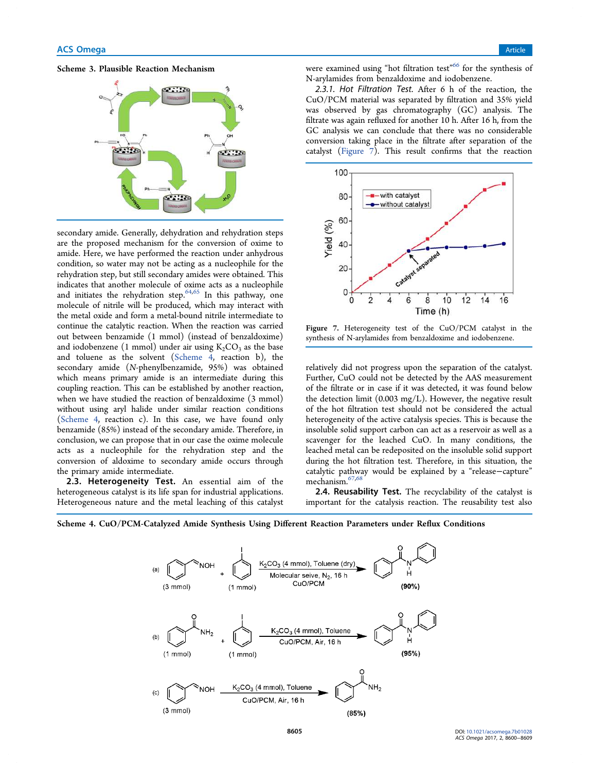**Scheme 3. Plausible Reaction Mechanism**

secondary amide. Generally, dehydration and rehydration steps are the proposed mechanism for the conversion of oxime to amide. Here, we have performed the reaction under anhydrous condition, so water may not be acting as a nucleophile for the rehydration step, but still secondary amides were obtained. This indicates that another molecule of oxime acts as a nucleophile and initiates the rehydration step.[64,65] In this pathway, one molecule of nitrile will be produced, which may interact with the metal oxide and form a metal-bound nitrile intermediate to continue the catalytic reaction. When the reaction was carried out between benzamide (1 mmol) (instead of benzaldoxime) and iodobenzene (1 mmol) under air using $K_2CO_3$ as the base and toluene as the solvent (Scheme 4, reaction b), the secondary amide (*N*-phenylbenzamide, 95%) was obtained which means primary amide is an intermediate during this coupling reaction. This can be established by another reaction, when we have studied the reaction of benzaldoxime (3 mmol) without using aryl halide under similar reaction conditions (Scheme 4, reaction c). In this case, we have found only benzamide (85%) instead of the secondary amide. Therefore, in conclusion, we can propose that in our case the oxime molecule acts as a nucleophile for the rehydration step and the conversion of aldoxime to secondary amide occurs through the primary amide intermediate.

## 2.3. Heterogeneity Test.

An essential aim of the heterogeneous catalyst is its life span for industrial applications. Heterogeneous nature and the metal leaching of this catalyst were examined using "hot filtration test"[66] for the synthesis of N-arylamides from benzaldoxime and iodobenzene.

*2.3.1. Hot Filtration Test.* After 6 h of the reaction, the CuO/PCM material was separated by filtration and 35% yield was observed by gas chromatography (GC) analysis. The filtrate was again refluxed for another 10 h. After 16 h, from the GC analysis we can conclude that there was no considerable conversion taking place in the filtrate after separation of the catalyst (Figure 7). This result confirms that the reaction relatively did not progress upon the separation of the catalyst. Further, CuO could not be detected by the AAS measurement of the filtrate or in case if it was detected, it was found below the detection limit (0.003 mg/L). However, the negative result of the hot filtration test should not be considered the actual heterogeneity of the active catalysis species. This is because the insoluble solid support carbon can act as a reservoir as well as a scavenger for the leached CuO. In many conditions, the leached metal can be redeposited on the insoluble solid support during the hot filtration test. Therefore, in this situation, the catalytic pathway would be explained by a "release−capture" mechanism.[67,68]

Figure 7. Heterogeneity test of the CuO/PCM catalyst in the synthesis of N-arylamides from benzaldoxime and iodobenzene.

## 2.4. Reusability Test.

The recyclability of the catalyst is important for the catalysis reaction. The reusability test also

**Scheme 4. CuO/PCM-Catalyzed Amide Synthesis Using Different Reaction Parameters under Reflux Conditions**

(a) benzaldoxime (3 mmol) + iodobenzene (1 mmol) → $K_2CO_3$ (4 mmol), Toluene (dry), Molecular seive, $N_2$, 16 h, CuO/PCM → N-phenylbenzamide (90%)

(b) benzamide (1 mmol) + iodobenzene (1 mmol) → $K_2CO_3$ (4 mmol), Toluene, CuO/PCM, Air, 16 h → N-phenylbenzamide (95%)

(c) benzaldoxime (3 mmol) → $K_2CO_3$ (4 mmol), Toluene, CuO/PCM, Air, 16 h → benzamide (85%)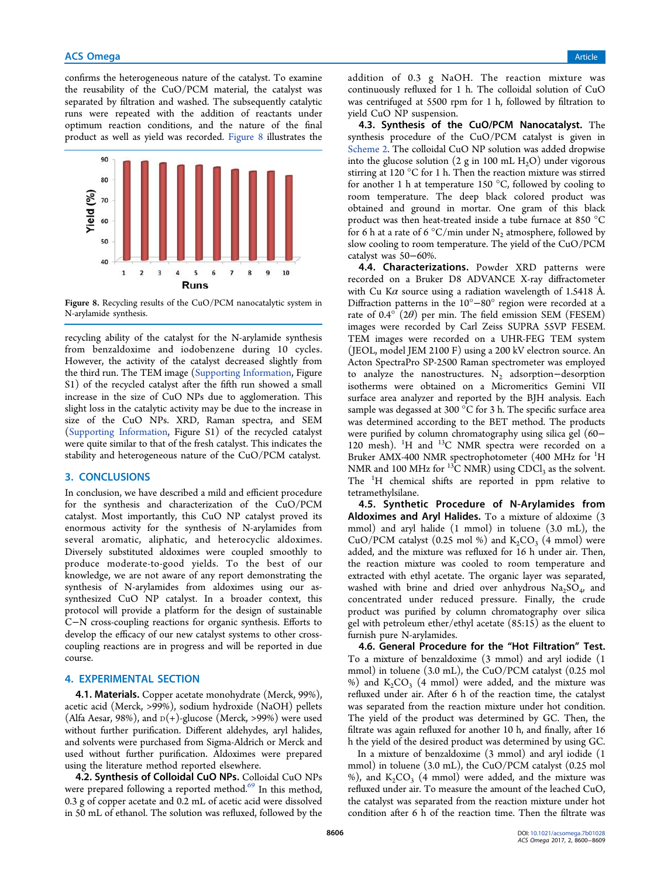confirms the heterogeneous nature of the catalyst. To examine the reusability of the CuO/PCM material, the catalyst was separated by filtration and washed. The subsequently catalytic runs were repeated with the addition of reactants under optimum reaction conditions, and the nature of the final product as well as yield was recorded. Figure 8 illustrates the recycling ability of the catalyst for the N-arylamide synthesis from benzaldoxime and iodobenzene during 10 cycles. However, the activity of the catalyst decreased slightly from the third run. The TEM image (Supporting Information, Figure S1) of the recycled catalyst after the fifth run showed a small increase in the size of CuO NPs due to agglomeration. This slight loss in the catalytic activity may be due to the increase in size of the CuO NPs. XRD, Raman spectra, and SEM (Supporting Information, Figure S1) of the recycled catalyst were quite similar to that of the fresh catalyst. This indicates the stability and heterogeneous nature of the CuO/PCM catalyst.

Figure 8. Recycling results of the CuO/PCM nanocatalytic system in N-arylamide synthesis.

## 3. CONCLUSIONS

In conclusion, we have described a mild and efficient procedure for the synthesis and characterization of the CuO/PCM catalyst. Most importantly, this CuO NP catalyst proved its enormous activity for the synthesis of N-arylamides from several aromatic, aliphatic, and heterocyclic aldoximes. Diversely substituted aldoximes were coupled smoothly to produce moderate-to-good yields. To the best of our knowledge, we are not aware of any report demonstrating the synthesis of N-arylamides from aldoximes using our as-synthesized CuO NP catalyst. In a broader context, this protocol will provide a platform for the design of sustainable C−N cross-coupling reactions for organic synthesis. Efforts to develop the efficacy of our new catalyst systems to other cross-coupling reactions are in progress and will be reported in due course.

## 4. EXPERIMENTAL SECTION

**4.1. Materials.** Copper acetate monohydrate (Merck, 99%), acetic acid (Merck, >99%), sodium hydroxide (NaOH) pellets (Alfa Aesar, 98%), and D(+)-glucose (Merck, >99%) were used without further purification. Different aldehydes, aryl halides, and solvents were purchased from Sigma-Aldrich or Merck and used without further purification. Aldoximes were prepared using the literature method reported elsewhere.

**4.2. Synthesis of Colloidal CuO NPs.** Colloidal CuO NPs were prepared following a reported method.[69] In this method, 0.3 g of copper acetate and 0.2 mL of acetic acid were dissolved in 50 mL of ethanol. The solution was refluxed, followed by the addition of 0.3 g NaOH. The reaction mixture was continuously refluxed for 1 h. The colloidal solution of CuO was centrifuged at 5500 rpm for 1 h, followed by filtration to yield CuO NP suspension.

**4.3. Synthesis of the CuO/PCM Nanocatalyst.** The synthesis procedure of the CuO/PCM catalyst is given in Scheme 2. The colloidal CuO NP solution was added dropwise into the glucose solution (2 g in 100 mL $H_2O$) under vigorous stirring at 120 °C for 1 h. Then the reaction mixture was stirred for another 1 h at temperature 150 °C, followed by cooling to room temperature. The deep black colored product was obtained and ground in mortar. One gram of this black product was then heat-treated inside a tube furnace at 850 °C for 6 h at a rate of 6 °C/min under $N_2$ atmosphere, followed by slow cooling to room temperature. The yield of the CuO/PCM catalyst was 50−60%.

**4.4. Characterizations.** Powder XRD patterns were recorded on a Bruker D8 ADVANCE X-ray diffractometer with Cu Kα source using a radiation wavelength of 1.5418 Å. Diffraction patterns in the 10°−80° region were recorded at a rate of 0.4° (2θ) per min. The field emission SEM (FESEM) images were recorded by Carl Zeiss SUPRA 55VP FESEM. TEM images were recorded on a UHR-FEG TEM system (JEOL, model JEM 2100 F) using a 200 kV electron source. An Acton SpectraPro SP-2500 Raman spectrometer was employed to analyze the nanostructures. $N_2$ adsorption−desorption isotherms were obtained on a Micromeritics Gemini VII surface area analyzer and reported by the BJH analysis. Each sample was degassed at 300 °C for 3 h. The specific surface area was determined according to the BET method. The products were purified by column chromatography using silica gel (60−120 mesh). $^1H$ and $^{13}C$ NMR spectra were recorded on a Bruker AMX-400 NMR spectrophotometer (400 MHz for $^1H$ NMR and 100 MHz for $^{13}C$ NMR) using $CDCl_3$ as the solvent. The $^1H$ chemical shifts are reported in ppm relative to tetramethylsilane.

**4.5. Synthetic Procedure of N-Arylamides from Aldoximes and Aryl Halides.** To a mixture of aldoxime (3 mmol) and aryl halide (1 mmol) in toluene (3.0 mL), the CuO/PCM catalyst (0.25 mol %) and $K_2CO_3$ (4 mmol) were added, and the mixture was refluxed for 16 h under air. Then, the reaction mixture was cooled to room temperature and extracted with ethyl acetate. The organic layer was separated, washed with brine and dried over anhydrous $Na_2SO_4$, and concentrated under reduced pressure. Finally, the crude product was purified by column chromatography over silica gel with petroleum ether/ethyl acetate (85:15) as the eluent to furnish pure N-arylamides.

**4.6. General Procedure for the "Hot Filtration" Test.** To a mixture of benzaldoxime (3 mmol) and aryl iodide (1 mmol) in toluene (3.0 mL), the CuO/PCM catalyst (0.25 mol %) and $K_2CO_3$ (4 mmol) were added, and the mixture was refluxed under air. After 6 h of the reaction time, the catalyst was separated from the reaction mixture under hot condition. The yield of the product was determined by GC. Then, the filtrate was again refluxed for another 10 h, and finally, after 16 h the yield of the desired product was determined by using GC.

In a mixture of benzaldoxime (3 mmol) and aryl iodide (1 mmol) in toluene (3.0 mL), the CuO/PCM catalyst (0.25 mol %), and $K_2CO_3$ (4 mmol) were added, and the mixture was refluxed under air. To measure the amount of the leached CuO, the catalyst was separated from the reaction mixture under hot condition after 6 h of the reaction time. Then the filtrate was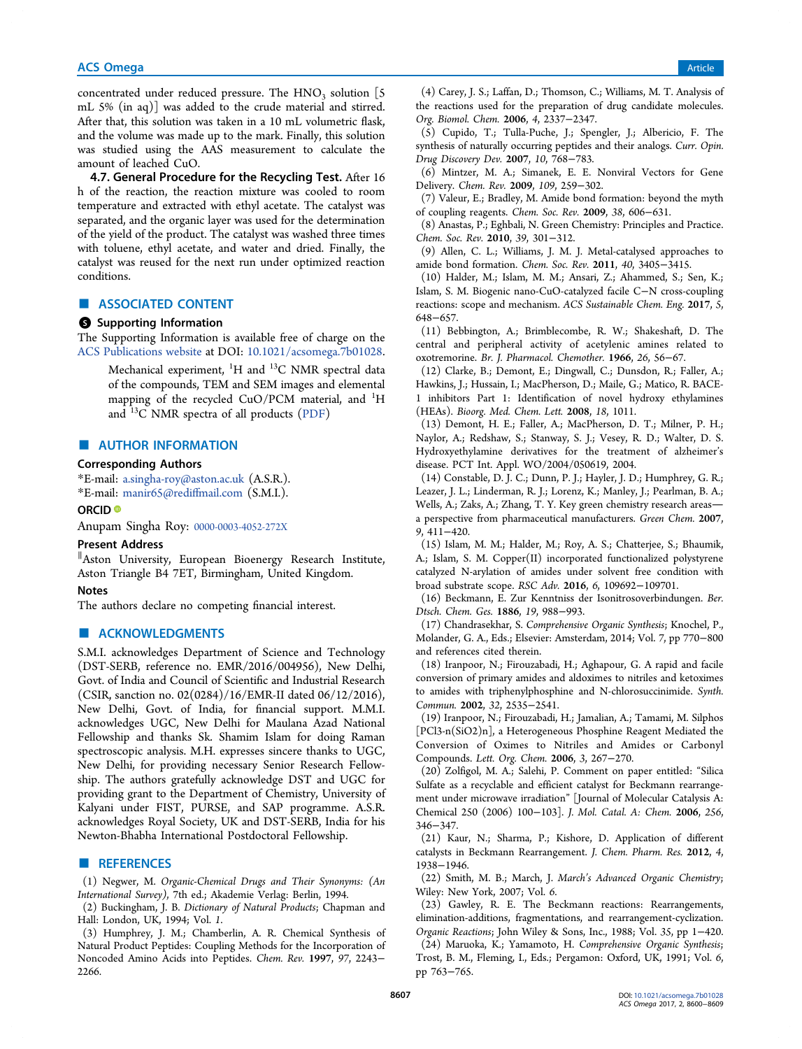concentrated under reduced pressure. The $HNO_3$ solution [5 mL 5% (in aq)] was added to the crude material and stirred. After that, this solution was taken in a 10 mL volumetric flask, and the volume was made up to the mark. Finally, this solution was studied using the AAS measurement to calculate the amount of leached CuO.

**4.7. General Procedure for the Recycling Test.** After 16 h of the reaction, the reaction mixture was cooled to room temperature and extracted with ethyl acetate. The catalyst was separated, and the organic layer was used for the determination of the yield of the product. The catalyst was washed three times with toluene, ethyl acetate, and water and dried. Finally, the catalyst was reused for the next run under optimized reaction conditions.

## ■ ASSOCIATED CONTENT

### Supporting Information

The Supporting Information is available free of charge on the ACS Publications website at DOI: 10.1021/acsomega.7b01028.

Mechanical experiment, $^1$H and $^{13}$C NMR spectral data of the compounds, TEM and SEM images and elemental mapping of the recycled CuO/PCM material, and $^1$H and $^{13}$C NMR spectra of all products (PDF)

## ■ AUTHOR INFORMATION

### Corresponding Authors

*E-mail: a.singha-roy@aston.ac.uk (A.S.R.).

*E-mail: manir65@rediffmail.com (S.M.I.).

### ORCID

Anupam Singha Roy: 0000-0003-4052-272X

### Present Address

[‖]Aston University, European Bioenergy Research Institute, Aston Triangle B4 7ET, Birmingham, United Kingdom.

### Notes

The authors declare no competing financial interest.

## ■ ACKNOWLEDGMENTS

S.M.I. acknowledges Department of Science and Technology (DST-SERB, reference no. EMR/2016/004956), New Delhi, Govt. of India and Council of Scientific and Industrial Research (CSIR, sanction no. 02(0284)/16/EMR-II dated 06/12/2016), New Delhi, Govt. of India, for financial support. M.M.I. acknowledges UGC, New Delhi for Maulana Azad National Fellowship and thanks Sk. Shamim Islam for doing Raman spectroscopic analysis. M.H. expresses sincere thanks to UGC, New Delhi, for providing necessary Senior Research Fellowship. The authors gratefully acknowledge DST and UGC for providing grant to the Department of Chemistry, University of Kalyani under FIST, PURSE, and SAP programme. A.S.R. acknowledges Royal Society, UK and DST-SERB, India for his Newton-Bhabha International Postdoctoral Fellowship.

## ■ REFERENCES

(1) Negwer, M. *Organic-Chemical Drugs and Their Synonyms: (An International Survey)*, 7th ed.; Akademie Verlag: Berlin, 1994.

(2) Buckingham, J. B. *Dictionary of Natural Products*; Chapman and Hall: London, UK, 1994; Vol. *1*.

(3) Humphrey, J. M.; Chamberlin, A. R. Chemical Synthesis of Natural Product Peptides: Coupling Methods for the Incorporation of Noncoded Amino Acids into Peptides. *Chem. Rev.* **1997**, *97*, 2243−2266.

(4) Carey, J. S.; Laffan, D.; Thomson, C.; Williams, M. T. Analysis of the reactions used for the preparation of drug candidate molecules. *Org. Biomol. Chem.* **2006**, *4*, 2337−2347.

(5) Cupido, T.; Tulla-Puche, J.; Spengler, J.; Albericio, F. The synthesis of naturally occurring peptides and their analogs. *Curr. Opin. Drug Discovery Dev.* **2007**, *10*, 768−783.

(6) Mintzer, M. A.; Simanek, E. E. Nonviral Vectors for Gene Delivery. *Chem. Rev.* **2009**, *109*, 259−302.

(7) Valeur, E.; Bradley, M. Amide bond formation: beyond the myth of coupling reagents. *Chem. Soc. Rev.* **2009**, *38*, 606−631.

(8) Anastas, P.; Eghbali, N. Green Chemistry: Principles and Practice. *Chem. Soc. Rev.* **2010**, *39*, 301−312.

(9) Allen, C. L.; Williams, J. M. J. Metal-catalysed approaches to amide bond formation. *Chem. Soc. Rev.* **2011**, *40*, 3405−3415.

(10) Halder, M.; Islam, M. M.; Ansari, Z.; Ahammed, S.; Sen, K.; Islam, S. M. Biogenic nano-CuO-catalyzed facile C−N cross-coupling reactions: scope and mechanism. *ACS Sustainable Chem. Eng.* **2017**, *5*, 648−657.

(11) Bebbington, A.; Brimblecombe, R. W.; Shakeshaft, D. The central and peripheral activity of acetylenic amines related to oxotremorine. *Br. J. Pharmacol. Chemother.* **1966**, *26*, 56−67.

(12) Clarke, B.; Demont, E.; Dingwall, C.; Dunsdon, R.; Faller, A.; Hawkins, J.; Hussain, I.; MacPherson, D.; Maile, G.; Matico, R. BACE-1 inhibitors Part 1: Identification of novel hydroxy ethylamines (HEAs). *Bioorg. Med. Chem. Lett.* **2008**, *18*, 1011.

(13) Demont, H. E.; Faller, A.; MacPherson, D. T.; Milner, P. H.; Naylor, A.; Redshaw, S.; Stanway, S. J.; Vesey, R. D.; Walter, D. S. Hydroxyethylamine derivatives for the treatment of alzheimer's disease. PCT Int. Appl. WO/2004/050619, 2004.

(14) Constable, D. J. C.; Dunn, P. J.; Hayler, J. D.; Humphrey, G. R.; Leazer, J. L.; Linderman, R. J.; Lorenz, K.; Manley, J.; Pearlman, B. A.; Wells, A.; Zaks, A.; Zhang, T. Y. Key green chemistry research areas—a perspective from pharmaceutical manufacturers. *Green Chem.* **2007**, *9*, 411−420.

(15) Islam, M. M.; Halder, M.; Roy, A. S.; Chatterjee, S.; Bhaumik, A.; Islam, S. M. Copper(II) incorporated functionalized polystyrene catalyzed N-arylation of amides under solvent free condition with broad substrate scope. *RSC Adv.* **2016**, *6*, 109692−109701.

(16) Beckmann, E. Zur Kenntniss der Isonitrosoverbindungen. *Ber. Dtsch. Chem. Ges.* **1886**, *19*, 988−993.

(17) Chandrasekhar, S. *Comprehensive Organic Synthesis*; Knochel, P., Molander, G. A., Eds.; Elsevier: Amsterdam, 2014; Vol. 7, pp 770−800 and references cited therein.

(18) Iranpoor, N.; Firouzabadi, H.; Aghapour, G. A rapid and facile conversion of primary amides and aldoximes to nitriles and ketoximes to amides with triphenylphosphine and N-chlorosuccinimide. *Synth. Commun.* **2002**, *32*, 2535−2541.

(19) Iranpoor, N.; Firouzabadi, H.; Jamalian, A.; Tamami, M. Silphos [PCl3-n(SiO2)n], a Heterogeneous Phosphine Reagent Mediated the Conversion of Oximes to Nitriles and Amides or Carbonyl Compounds. *Lett. Org. Chem.* **2006**, *3*, 267−270.

(20) Zolfigol, M. A.; Salehi, P. Comment on paper entitled: "Silica Sulfate as a recyclable and efficient catalyst for Beckmann rearrangement under microwave irradiation" [Journal of Molecular Catalysis A: Chemical 250 (2006) 100−103]. *J. Mol. Catal. A: Chem.* **2006**, *256*, 346−347.

(21) Kaur, N.; Sharma, P.; Kishore, D. Application of different catalysts in Beckmann Rearrangement. *J. Chem. Pharm. Res.* **2012**, *4*, 1938−1946.

(22) Smith, M. B.; March, J. *March's Advanced Organic Chemistry*; Wiley: New York, 2007; Vol. *6*.

(23) Gawley, R. E. The Beckmann reactions: Rearrangements, elimination-additions, fragmentations, and rearrangement-cyclization. *Organic Reactions*; John Wiley & Sons, Inc., 1988; Vol. *35*, pp 1−420.

(24) Maruoka, K.; Yamamoto, H. *Comprehensive Organic Synthesis*; Trost, B. M., Fleming, I., Eds.; Pergamon: Oxford, UK, 1991; Vol. *6*, pp 763−765.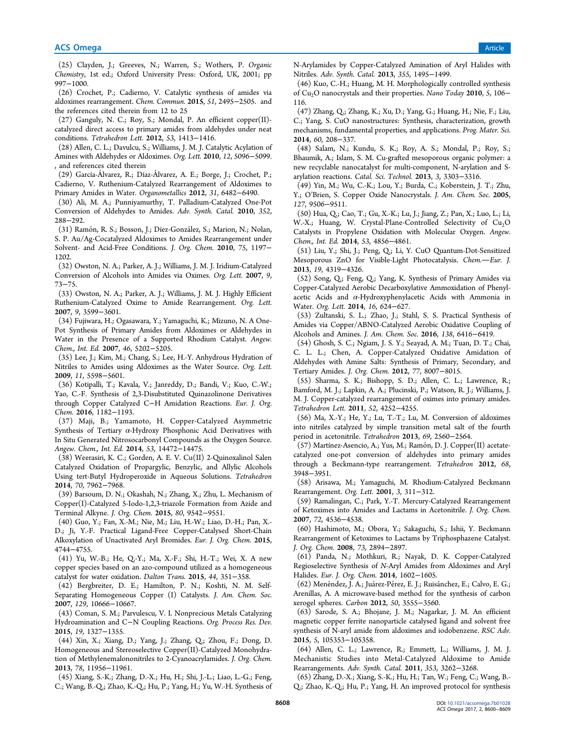(25) Clayden, J.; Greeves, N.; Warren, S.; Wothers, P. *Organic Chemistry*, 1st ed.; Oxford University Press: Oxford, UK, 2001; pp 997−1000.

(26) Crochet, P.; Cadierno, V. Catalytic synthesis of amides via aldoximes rearrangement. *Chem. Commun.* **2015**, *51*, 2495−2505. and the references cited therein from 12 to 25

(27) Ganguly, N. C.; Roy, S.; Mondal, P. An efficient copper(II)-catalyzed direct access to primary amides from aldehydes under neat conditions. *Tetrahedron Lett.* **2012**, *53*, 1413−1416.

(28) Allen, C. L.; Davulcu, S.; Williams, J. M. J. Catalytic Acylation of Amines with Aldehydes or Aldoximes. *Org. Lett.* **2010**, *12*, 5096−5099. , and references cited therein

(29) García-Álvarez, R.; Díaz-Álvarez, A. E.; Borge, J.; Crochet, P.; Cadierno, V. Ruthenium-Catalyzed Rearrangement of Aldoximes to Primary Amides in Water. *Organometallics* **2012**, *31*, 6482−6490.

(30) Ali, M. A.; Punniyamurthy, T. Palladium-Catalyzed One-Pot Conversion of Aldehydes to Amides. *Adv. Synth. Catal.* **2010**, *352*, 288−292.

(31) Ramón, R. S.; Bosson, J.; Díez-González, S.; Marion, N.; Nolan, S. P. Au/Ag-Cocatalyzed Aldoximes to Amides Rearrangement under Solvent- and Acid-Free Conditions. *J. Org. Chem.* **2010**, *75*, 1197−1202.

(32) Owston, N. A.; Parker, A. J.; Williams, J. M. J. Iridium-Catalyzed Conversion of Alcohols into Amides via Oximes. *Org. Lett.* **2007**, *9*, 73−75.

(33) Owston, N. A.; Parker, A. J.; Williams, J. M. J. Highly Efficient Ruthenium-Catalyzed Oxime to Amide Rearrangement. *Org. Lett.* **2007**, *9*, 3599−3601.

(34) Fujiwara, H.; Ogasawara, Y.; Yamaguchi, K.; Mizuno, N. A One-Pot Synthesis of Primary Amides from Aldoximes or Aldehydes in Water in the Presence of a Supported Rhodium Catalyst. *Angew. Chem., Int. Ed.* **2007**, *46*, 5202−5205.

(35) Lee, J.; Kim, M.; Chang, S.; Lee, H.-Y. Anhydrous Hydration of Nitriles to Amides using Aldoximes as the Water Source. *Org. Lett.* **2009**, *11*, 5598−5601.

(36) Kotipalli, T.; Kavala, V.; Janreddy, D.; Bandi, V.; Kuo, C.-W.; Yao, C.-F. Synthesis of 2,3-Disubstituted Quinazolinone Derivatives through Copper Catalyzed C−H Amidation Reactions. *Eur. J. Org. Chem.* **2016**, 1182−1193.

(37) Maji, B.; Yamamoto, H. Copper-Catalyzed Asymmetric Synthesis of Tertiary α-Hydroxy Phosphonic Acid Derivatives with In Situ Generated Nitrosocarbonyl Compounds as the Oxygen Source. *Angew. Chem., Int. Ed.* **2014**, *53*, 14472−14475.

(38) Weerasiri, K. C.; Gorden, A. E. V. Cu(II) 2-Quinoxalinol Salen Catalyzed Oxidation of Propargylic, Benzylic, and Allylic Alcohols Using tert-Butyl Hydroperoxide in Aqueous Solutions. *Tetrahedron* **2014**, *70*, 7962−7968.

(39) Barsoum, D. N.; Okashah, N.; Zhang, X.; Zhu, L. Mechanism of Copper(I)-Catalyzed 5-Iodo-1,2,3-triazole Formation from Azide and Terminal Alkyne. *J. Org. Chem.* **2015**, *80*, 9542−9551.

(40) Guo, Y.; Fan, X.-M.; Nie, M.; Liu, H.-W.; Liao, D.-H.; Pan, X.-D.; Ji, Y.-F. Practical Ligand-Free Copper-Catalysed Short-Chain Alkoxylation of Unactivated Aryl Bromides. *Eur. J. Org. Chem.* **2015**, 4744−4755.

(41) Yu, W.-B.; He, Q.-Y.; Ma, X.-F.; Shi, H.-T.; Wei, X. A new copper species based on an azo-compound utilized as a homogeneous catalyst for water oxidation. *Dalton Trans.* **2015**, *44*, 351−358.

(42) Bergbreiter, D. E.; Hamilton, P. N.; Koshti, N. M. Self-Separating Homogeneous Copper (I) Catalysts. *J. Am. Chem. Soc.* **2007**, *129*, 10666−10667.

(43) Coman, S. M.; Parvulescu, V. I. Nonprecious Metals Catalyzing Hydroamination and C−N Coupling Reactions. *Org. Process Res. Dev.* **2015**, *19*, 1327−1355.

(44) Xin, X.; Xiang, D.; Yang, J.; Zhang, Q.; Zhou, F.; Dong, D. Homogeneous and Stereoselective Copper(II)-Catalyzed Monohydration of Methylenemalononitriles to 2-Cyanoacrylamides. *J. Org. Chem.* **2013**, *78*, 11956−11961.

(45) Xiang, S.-K.; Zhang, D.-X.; Hu, H.; Shi, J.-L.; Liao, L.-G.; Feng, C.; Wang, B.-Q.; Zhao, K.-Q.; Hu, P.; Yang, H.; Yu, W.-H. Synthesis of N-Arylamides by Copper-Catalyzed Amination of Aryl Halides with Nitriles. *Adv. Synth. Catal.* **2013**, *355*, 1495−1499.

(46) Kuo, C.-H.; Huang, M. H. Morphologically controlled synthesis of $Cu_2O$ nanocrystals and their properties. *Nano Today* **2010**, *5*, 106−116.

(47) Zhang, Q.; Zhang, K.; Xu, D.; Yang, G.; Huang, H.; Nie, F.; Liu, C.; Yang, S. CuO nanostructures: Synthesis, characterization, growth mechanisms, fundamental properties, and applications. *Prog. Mater. Sci.* **2014**, *60*, 208−337.

(48) Salam, N.; Kundu, S. K.; Roy, A. S.; Mondal, P.; Roy, S.; Bhaumik, A.; Islam, S. M. Cu-grafted mesoporous organic polymer: a new recyclable nanocatalyst for multi-component, N-arylation and S-arylation reactions. *Catal. Sci. Technol.* **2013**, *3*, 3303−3316.

(49) Yin, M.; Wu, C.-K.; Lou, Y.; Burda, C.; Koberstein, J. T.; Zhu, Y.; O'Brien, S. Copper Oxide Nanocrystals. *J. Am. Chem. Soc.* **2005**, *127*, 9506−9511.

(50) Hua, Q.; Cao, T.; Gu, X.-K.; Lu, J.; Jiang, Z.; Pan, X.; Luo, L.; Li, W.-X.; Huang, W. Crystal-Plane-Controlled Selectivity of $Cu_2O$ Catalysts in Propylene Oxidation with Molecular Oxygen. *Angew. Chem., Int. Ed.* **2014**, *53*, 4856−4861.

(51) Liu, Y.; Shi, J.; Peng, Q.; Li, Y. CuO Quantum-Dot-Sensitized Mesoporous ZnO for Visible-Light Photocatalysis. *Chem.—Eur. J.* **2013**, *19*, 4319−4326.

(52) Song, Q.; Feng, Q.; Yang, K. Synthesis of Primary Amides via Copper-Catalyzed Aerobic Decarboxylative Ammoxidation of Phenylacetic Acids and α-Hydroxyphenylacetic Acids with Ammonia in Water. *Org. Lett.* **2014**, *16*, 624−627.

(53) Zultanski, S. L.; Zhao, J.; Stahl, S. S. Practical Synthesis of Amides via Copper/ABNO-Catalyzed Aerobic Oxidative Coupling of Alcohols and Amines. *J. Am. Chem. Soc.* **2016**, *138*, 6416−6419.

(54) Ghosh, S. C.; Ngiam, J. S. Y.; Seayad, A. M.; Tuan, D. T.; Chai, C. L. L.; Chen, A. Copper-Catalyzed Oxidative Amidation of Aldehydes with Amine Salts: Synthesis of Primary, Secondary, and Tertiary Amides. *J. Org. Chem.* **2012**, *77*, 8007−8015.

(55) Sharma, S. K.; Bishopp, S. D.; Allen, C. L.; Lawrence, R.; Bamford, M. J.; Lapkin, A. A.; Plucinski, P.; Watson, R. J.; Williams, J. M. J. Copper-catalyzed rearrangement of oximes into primary amides. *Tetrahedron Lett.* **2011**, *52*, 4252−4255.

(56) Ma, X.-Y.; He, Y.; Lu, T.-T.; Lu, M. Conversion of aldoximes into nitriles catalyzed by simple transition metal salt of the fourth period in acetonitrile. *Tetrahedron* **2013**, *69*, 2560−2564.

(57) Martínez-Asencio, A.; Yus, M.; Ramón, D. J. Copper(II) acetate-catalyzed one-pot conversion of aldehydes into primary amides through a Beckmann-type rearrangement. *Tetrahedron* **2012**, *68*, 3948−3951.

(58) Arisawa, M.; Yamaguchi, M. Rhodium-Catalyzed Beckmann Rearrangement. *Org. Lett.* **2001**, *3*, 311−312.

(59) Ramalingan, C.; Park, Y.-T. Mercury-Catalyzed Rearrangement of Ketoximes into Amides and Lactams in Acetonitrile. *J. Org. Chem.* **2007**, *72*, 4536−4538.

(60) Hashimoto, M.; Obora, Y.; Sakaguchi, S.; Ishii, Y. Beckmann Rearrangement of Ketoximes to Lactams by Triphosphazene Catalyst. *J. Org. Chem.* **2008**, *73*, 2894−2897.

(61) Panda, N.; Mothkuri, R.; Nayak, D. K. Copper-Catalyzed Regioselective Synthesis of N-Aryl Amides from Aldoximes and Aryl Halides. *Eur. J. Org. Chem.* **2014**, 1602−1605.

(62) Menéndez, J. A.; Juárez-Pérez, E. J.; Ruisánchez, E.; Calvo, E. G.; Arenillas, A. A microwave-based method for the synthesis of carbon xerogel spheres. *Carbon* **2012**, *50*, 3555−3560.

(63) Sarode, S. A.; Bhojane, J. M.; Nagarkar, J. M. An efficient magnetic copper ferrite nanoparticle catalysed ligand and solvent free synthesis of N-aryl amide from aldoximes and iodobenzene. *RSC Adv.* **2015**, *5*, 105353−105358.

(64) Allen, C. L.; Lawrence, R.; Emmett, L.; Williams, J. M. J. Mechanistic Studies into Metal-Catalyzed Aldoxime to Amide Rearrangements. *Adv. Synth. Catal.* **2011**, *353*, 3262−3268.

(65) Zhang, D.-X.; Xiang, S.-K.; Hu, H.; Tan, W.; Feng, C.; Wang, B.-Q.; Zhao, K.-Q.; Hu, P.; Yang, H. An improved protocol for synthesis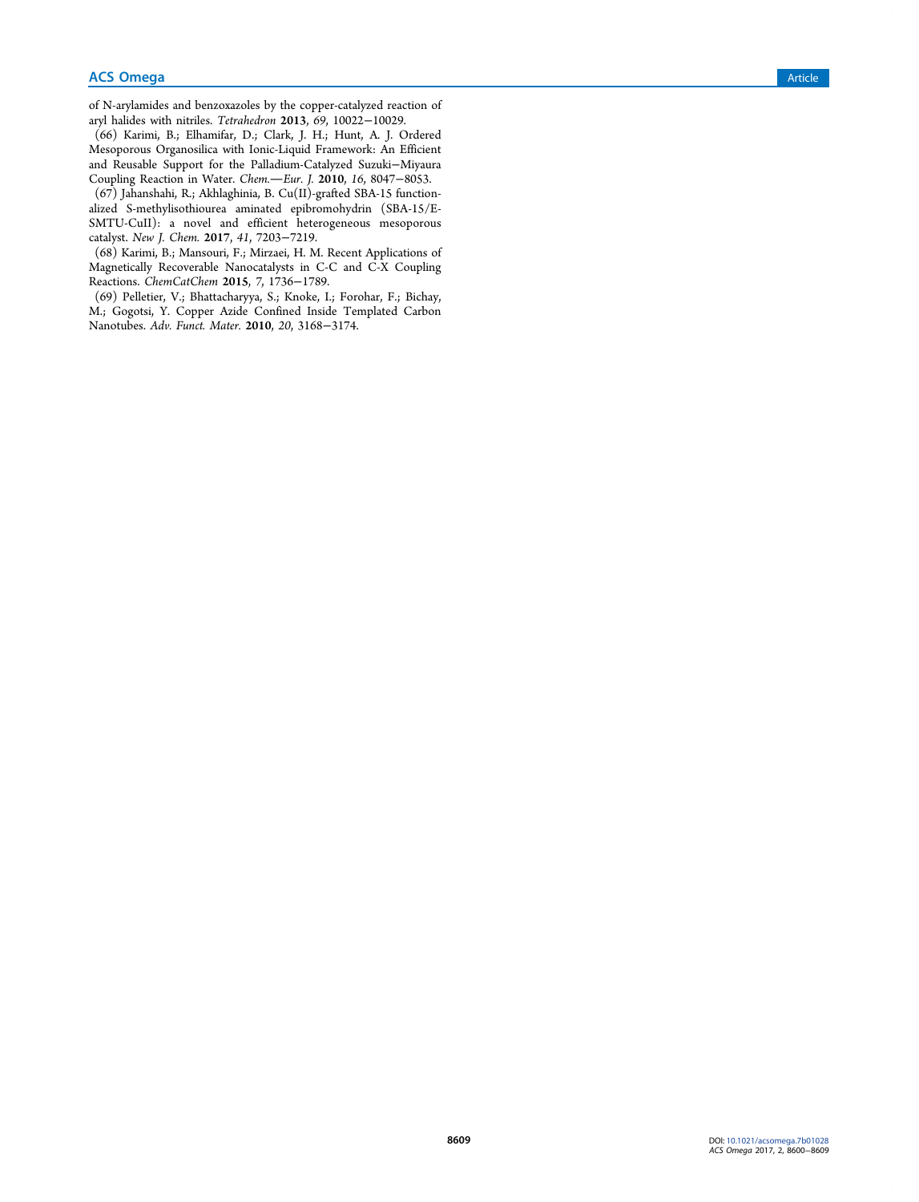of N-arylamides and benzoxazoles by the copper-catalyzed reaction of aryl halides with nitriles. *Tetrahedron* **2013**, *69*, 10022−10029.

(66) Karimi, B.; Elhamifar, D.; Clark, J. H.; Hunt, A. J. Ordered Mesoporous Organosilica with Ionic-Liquid Framework: An Efficient and Reusable Support for the Palladium-Catalyzed Suzuki−Miyaura Coupling Reaction in Water. *Chem.—Eur. J.* **2010**, *16*, 8047−8053.

(67) Jahanshahi, R.; Akhlaghinia, B. Cu(II)-grafted SBA-15 functionalized S-methylisothiourea aminated epibromohydrin (SBA-15/E-SMTU-CuII): a novel and efficient heterogeneous mesoporous catalyst. *New J. Chem.* **2017**, *41*, 7203−7219.

(68) Karimi, B.; Mansouri, F.; Mirzaei, H. M. Recent Applications of Magnetically Recoverable Nanocatalysts in C-C and C-X Coupling Reactions. *ChemCatChem* **2015**, *7*, 1736−1789.

(69) Pelletier, V.; Bhattacharyya, S.; Knoke, I.; Forohar, F.; Bichay, M.; Gogotsi, Y. Copper Azide Confined Inside Templated Carbon Nanotubes. *Adv. Funct. Mater.* **2010**, *20*, 3168−3174.